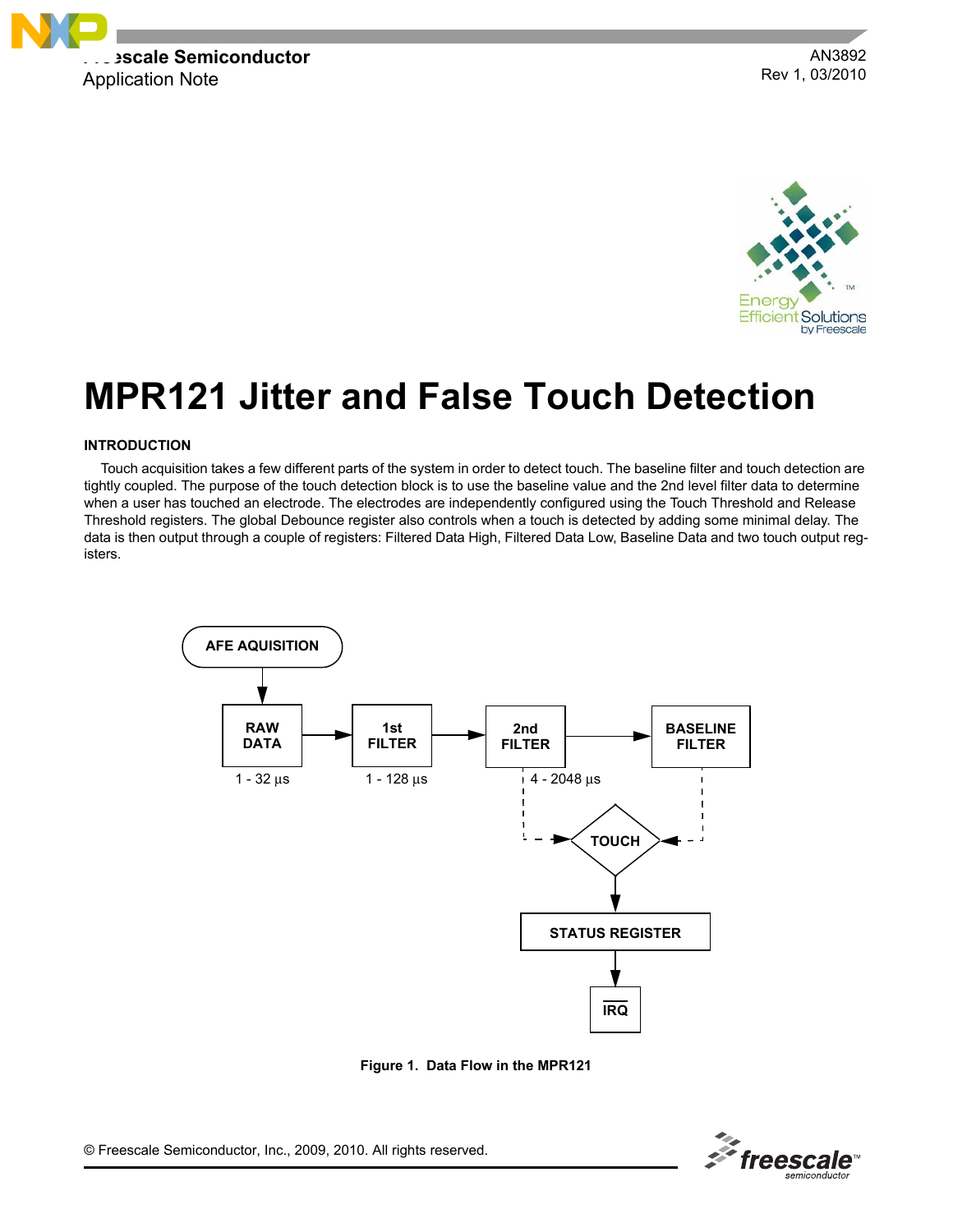Freescale Semiconductor
Application Note

AN3892
Rev 1, 03/2010

# MPR121 Jitter and False Touch Detection

## INTRODUCTION

Touch acquisition takes a few different parts of the system in order to detect touch. The baseline filter and touch detection are tightly coupled. The purpose of the touch detection block is to use the baseline value and the 2nd level filter data to determine when a user has touched an electrode. The electrodes are independently configured using the Touch Threshold and Release Threshold registers. The global Debounce register also controls when a touch is detected by adding some minimal delay. The data is then output through a couple of registers: Filtered Data High, Filtered Data Low, Baseline Data and two touch output registers.

AFE AQUISITION → RAW DATA (1 - 32 µs) → 1st FILTER (1 - 128 µs) → 2nd FILTER (4 - 2048 µs) → BASELINE FILTER

2nd FILTER, BASELINE FILTER → TOUCH → STATUS REGISTER → IRQ

**Figure 1. Data Flow in the MPR121**

© Freescale Semiconductor, Inc., 2009, 2010. All rights reserved.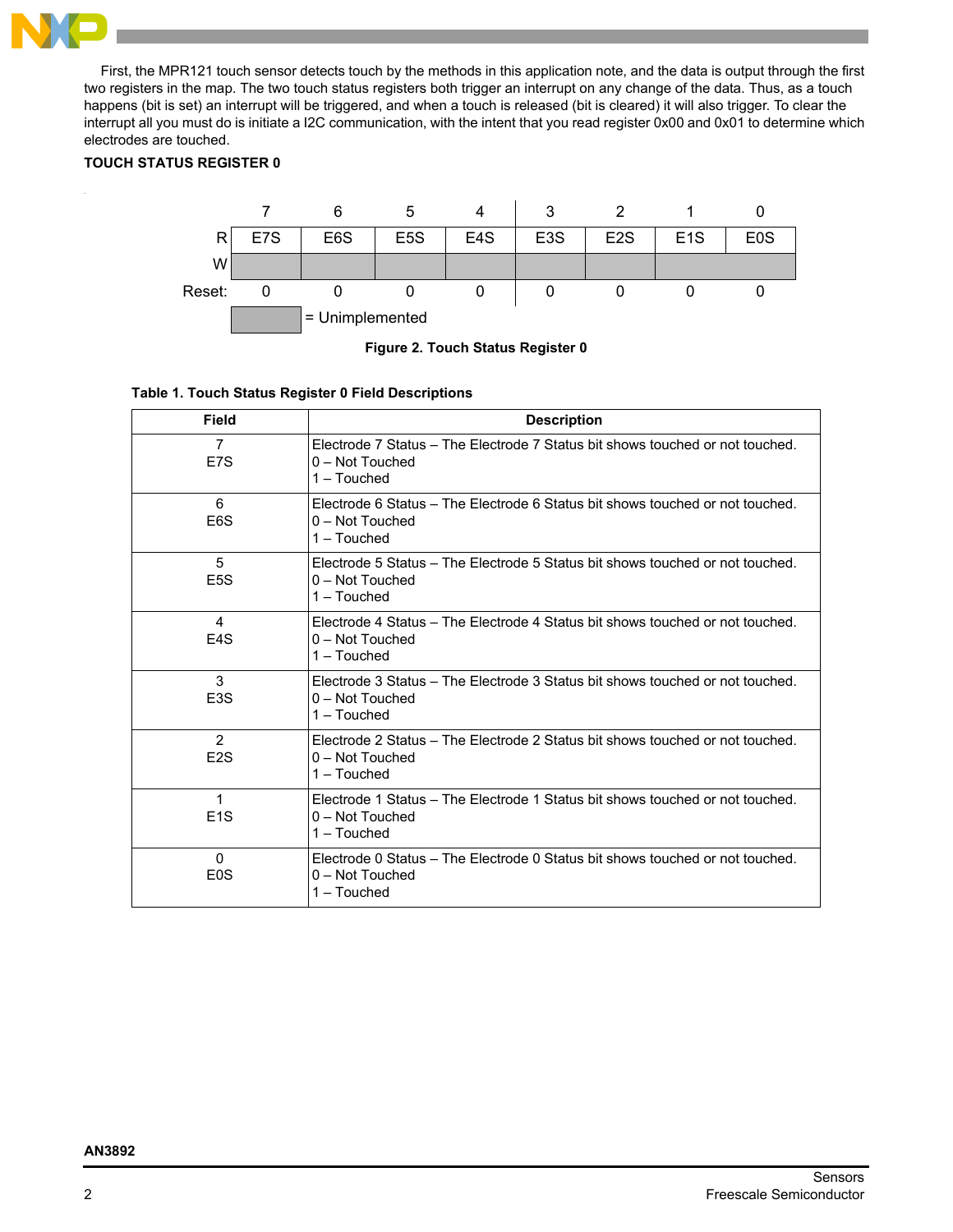First, the MPR121 touch sensor detects touch by the methods in this application note, and the data is output through the first two registers in the map. The two touch status registers both trigger an interrupt on any change of the data. Thus, as a touch happens (bit is set) an interrupt will be triggered, and when a touch is released (bit is cleared) it will also trigger. To clear the interrupt all you must do is initiate a I2C communication, with the intent that you read register 0x00 and 0x01 to determine which electrodes are touched.

**TOUCH STATUS REGISTER 0**

| | 7 | 6 | 5 | 4 | 3 | 2 | 1 | 0 |
|---|---|---|---|---|---|---|---|---|
| R | E7S | E6S | E5S | E4S | E3S | E2S | E1S | E0S |
| W | | | | | | | | |
| Reset: | 0 | 0 | 0 | 0 | 0 | 0 | 0 | 0 |

= Unimplemented

**Figure 2. Touch Status Register 0**

**Table 1. Touch Status Register 0 Field Descriptions**

| Field | Description |
|---|---|
| 7<br>E7S | Electrode 7 Status – The Electrode 7 Status bit shows touched or not touched.<br>0 – Not Touched<br>1 – Touched |
| 6<br>E6S | Electrode 6 Status – The Electrode 6 Status bit shows touched or not touched.<br>0 – Not Touched<br>1 – Touched |
| 5<br>E5S | Electrode 5 Status – The Electrode 5 Status bit shows touched or not touched.<br>0 – Not Touched<br>1 – Touched |
| 4<br>E4S | Electrode 4 Status – The Electrode 4 Status bit shows touched or not touched.<br>0 – Not Touched<br>1 – Touched |
| 3<br>E3S | Electrode 3 Status – The Electrode 3 Status bit shows touched or not touched.<br>0 – Not Touched<br>1 – Touched |
| 2<br>E2S | Electrode 2 Status – The Electrode 2 Status bit shows touched or not touched.<br>0 – Not Touched<br>1 – Touched |
| 1<br>E1S | Electrode 1 Status – The Electrode 1 Status bit shows touched or not touched.<br>0 – Not Touched<br>1 – Touched |
| 0<br>E0S | Electrode 0 Status – The Electrode 0 Status bit shows touched or not touched.<br>0 – Not Touched<br>1 – Touched |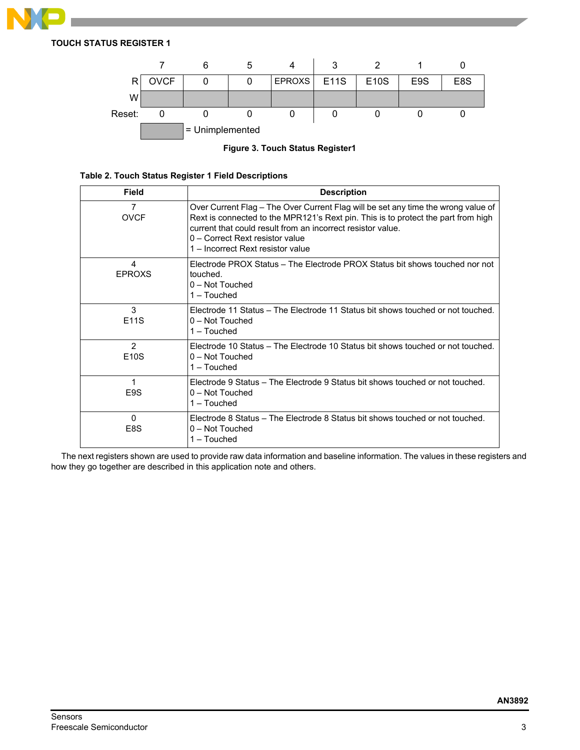### TOUCH STATUS REGISTER 1

| | 7 | 6 | 5 | 4 | 3 | 2 | 1 | 0 |
|---|---|---|---|---|---|---|---|---|
| R | OVCF | 0 | 0 | EPROXS | E11S | E10S | E9S | E8S |
| W | | | | | | | | |
| Reset: | 0 | 0 | 0 | 0 | 0 | 0 | 0 | 0 |

= Unimplemented

**Figure 3. Touch Status Register1**

**Table 2. Touch Status Register 1 Field Descriptions**

| Field | Description |
|---|---|
| 7<br>OVCF | Over Current Flag – The Over Current Flag will be set any time the wrong value of Rext is connected to the MPR121's Rext pin. This is to protect the part from high current that could result from an incorrect resistor value.<br>0 – Correct Rext resistor value<br>1 – Incorrect Rext resistor value |
| 4<br>EPROXS | Electrode PROX Status – The Electrode PROX Status bit shows touched nor not touched.<br>0 – Not Touched<br>1 – Touched |
| 3<br>E11S | Electrode 11 Status – The Electrode 11 Status bit shows touched or not touched.<br>0 – Not Touched<br>1 – Touched |
| 2<br>E10S | Electrode 10 Status – The Electrode 10 Status bit shows touched or not touched.<br>0 – Not Touched<br>1 – Touched |
| 1<br>E9S | Electrode 9 Status – The Electrode 9 Status bit shows touched or not touched.<br>0 – Not Touched<br>1 – Touched |
| 0<br>E8S | Electrode 8 Status – The Electrode 8 Status bit shows touched or not touched.<br>0 – Not Touched<br>1 – Touched |

The next registers shown are used to provide raw data information and baseline information. The values in these registers and how they go together are described in this application note and others.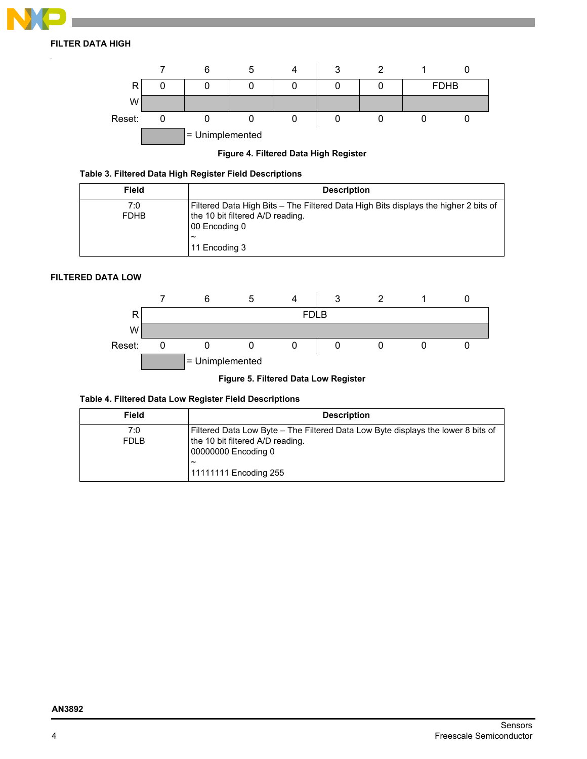### FILTER DATA HIGH

|  | 7 | 6 | 5 | 4 | 3 | 2 | 1 | 0 |
|---|---|---|---|---|---|---|---|---|
| R | 0 | 0 | 0 | 0 | 0 | 0 | FDHB | |
| W | | | | | | | | |
| Reset: | 0 | 0 | 0 | 0 | 0 | 0 | 0 | 0 |

= Unimplemented

**Figure 4. Filtered Data High Register**

**Table 3. Filtered Data High Register Field Descriptions**

| Field | Description |
|---|---|
| 7:0<br>FDHB | Filtered Data High Bits – The Filtered Data High Bits displays the higher 2 bits of the 10 bit filtered A/D reading.<br>00 Encoding 0<br>~<br>11 Encoding 3 |

### FILTERED DATA LOW

|  | 7 | 6 | 5 | 4 | 3 | 2 | 1 | 0 |
|---|---|---|---|---|---|---|---|---|
| R | FDLB | | | | | | | |
| W | | | | | | | | |
| Reset: | 0 | 0 | 0 | 0 | 0 | 0 | 0 | 0 |

= Unimplemented

**Figure 5. Filtered Data Low Register**

**Table 4. Filtered Data Low Register Field Descriptions**

| Field | Description |
|---|---|
| 7:0<br>FDLB | Filtered Data Low Byte – The Filtered Data Low Byte displays the lower 8 bits of the 10 bit filtered A/D reading.<br>00000000 Encoding 0<br>~<br>11111111 Encoding 255 |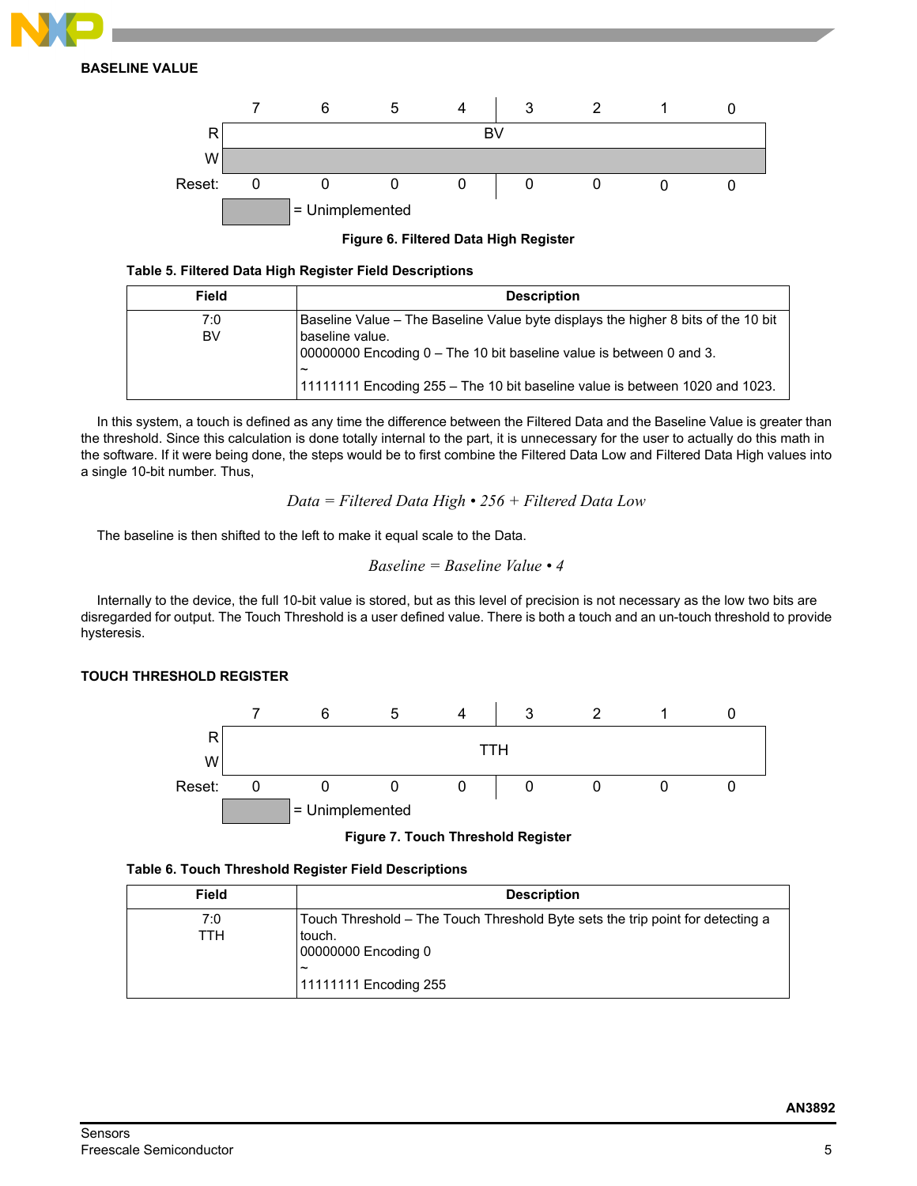**BASELINE VALUE**

| | 7 | 6 | 5 | 4 | 3 | 2 | 1 | 0 |
|---|---|---|---|---|---|---|---|---|
| R | BV | | | | | | | |
| W | | | | | | | | |
| Reset: | 0 | 0 | 0 | 0 | 0 | 0 | 0 | 0 |

= Unimplemented

**Figure 6. Filtered Data High Register**

**Table 5. Filtered Data High Register Field Descriptions**

| Field | Description |
|---|---|
| 7:0<br>BV | Baseline Value – The Baseline Value byte displays the higher 8 bits of the 10 bit baseline value.<br>00000000 Encoding 0 – The 10 bit baseline value is between 0 and 3.<br>~<br>11111111 Encoding 255 – The 10 bit baseline value is between 1020 and 1023. |

In this system, a touch is defined as any time the difference between the Filtered Data and the Baseline Value is greater than the threshold. Since this calculation is done totally internal to the part, it is unnecessary for the user to actually do this math in the software. If it were being done, the steps would be to first combine the Filtered Data Low and Filtered Data High values into a single 10-bit number. Thus,

$$Data = Filtered\ Data\ High \bullet 256 + Filtered\ Data\ Low$$

The baseline is then shifted to the left to make it equal scale to the Data.

$$Baseline = Baseline\ Value \bullet 4$$

Internally to the device, the full 10-bit value is stored, but as this level of precision is not necessary as the low two bits are disregarded for output. The Touch Threshold is a user defined value. There is both a touch and an un-touch threshold to provide hysteresis.

**TOUCH THRESHOLD REGISTER**

| | 7 | 6 | 5 | 4 | 3 | 2 | 1 | 0 |
|---|---|---|---|---|---|---|---|---|
| R | TTH | | | | | | | |
| W | | | | | | | | |
| Reset: | 0 | 0 | 0 | 0 | 0 | 0 | 0 | 0 |

= Unimplemented

**Figure 7. Touch Threshold Register**

**Table 6. Touch Threshold Register Field Descriptions**

| Field | Description |
|---|---|
| 7:0<br>TTH | Touch Threshold – The Touch Threshold Byte sets the trip point for detecting a touch.<br>00000000 Encoding 0<br>~<br>11111111 Encoding 255 |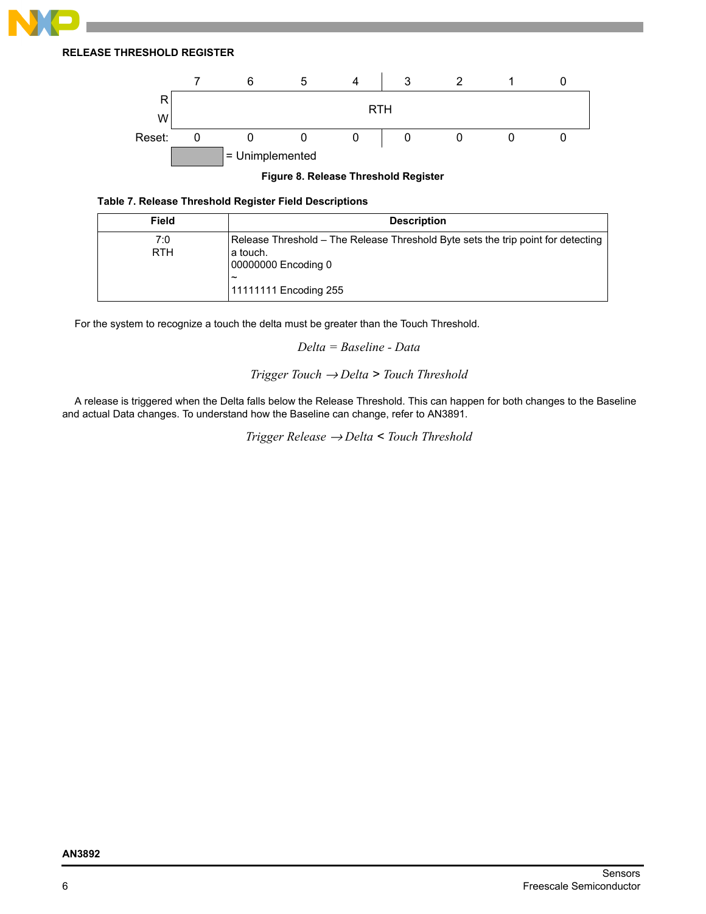**RELEASE THRESHOLD REGISTER**

| | 7 | 6 | 5 | 4 | 3 | 2 | 1 | 0 |
|---|---|---|---|---|---|---|---|---|
| R / W | RTH | | | | | | | |
| Reset: | 0 | 0 | 0 | 0 | 0 | 0 | 0 | 0 |

= Unimplemented

**Figure 8. Release Threshold Register**

**Table 7. Release Threshold Register Field Descriptions**

| Field | Description |
|---|---|
| 7:0<br>RTH | Release Threshold – The Release Threshold Byte sets the trip point for detecting a touch.<br>00000000 Encoding 0<br>~<br>11111111 Encoding 255 |

For the system to recognize a touch the delta must be greater than the Touch Threshold.

$$Delta = Baseline - Data$$

$$Trigger\ Touch \rightarrow Delta > Touch\ Threshold$$

A release is triggered when the Delta falls below the Release Threshold. This can happen for both changes to the Baseline and actual Data changes. To understand how the Baseline can change, refer to AN3891.

$$Trigger\ Release \rightarrow Delta < Touch\ Threshold$$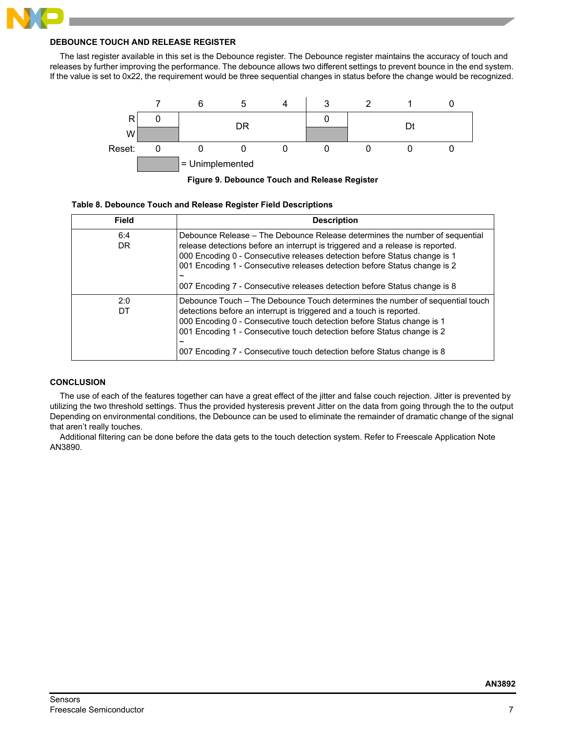### DEBOUNCE TOUCH AND RELEASE REGISTER

The last register available in this set is the Debounce register. The Debounce register maintains the accuracy of touch and releases by further improving the performance. The debounce allows two different settings to prevent bounce in the end system. If the value is set to 0x22, the requirement would be three sequential changes in status before the change would be recognized.

| | 7 | 6 | 5 | 4 | 3 | 2 | 1 | 0 |
|---|---|---|---|---|---|---|---|---|
| R | 0 | DR | | | 0 | Dt | | |
| W | | | | | | | | |
| Reset: | 0 | 0 | 0 | 0 | 0 | 0 | 0 | 0 |

= Unimplemented

**Figure 9. Debounce Touch and Release Register**

**Table 8. Debounce Touch and Release Register Field Descriptions**

| Field | Description |
|---|---|
| 6:4<br>DR | Debounce Release – The Debounce Release determines the number of sequential release detections before an interrupt is triggered and a release is reported.<br>000 Encoding 0 - Consecutive releases detection before Status change is 1<br>001 Encoding 1 - Consecutive releases detection before Status change is 2<br>~<br>007 Encoding 7 - Consecutive releases detection before Status change is 8 |
| 2:0<br>DT | Debounce Touch – The Debounce Touch determines the number of sequential touch detections before an interrupt is triggered and a touch is reported.<br>000 Encoding 0 - Consecutive touch detection before Status change is 1<br>001 Encoding 1 - Consecutive touch detection before Status change is 2<br>~<br>007 Encoding 7 - Consecutive touch detection before Status change is 8 |

### CONCLUSION

The use of each of the features together can have a great effect of the jitter and false couch rejection. Jitter is prevented by utilizing the two threshold settings. Thus the provided hysteresis prevent Jitter on the data from going through the to the output Depending on environmental conditions, the Debounce can be used to eliminate the remainder of dramatic change of the signal that aren't really touches.

Additional filtering can be done before the data gets to the touch detection system. Refer to Freescale Application Note AN3890.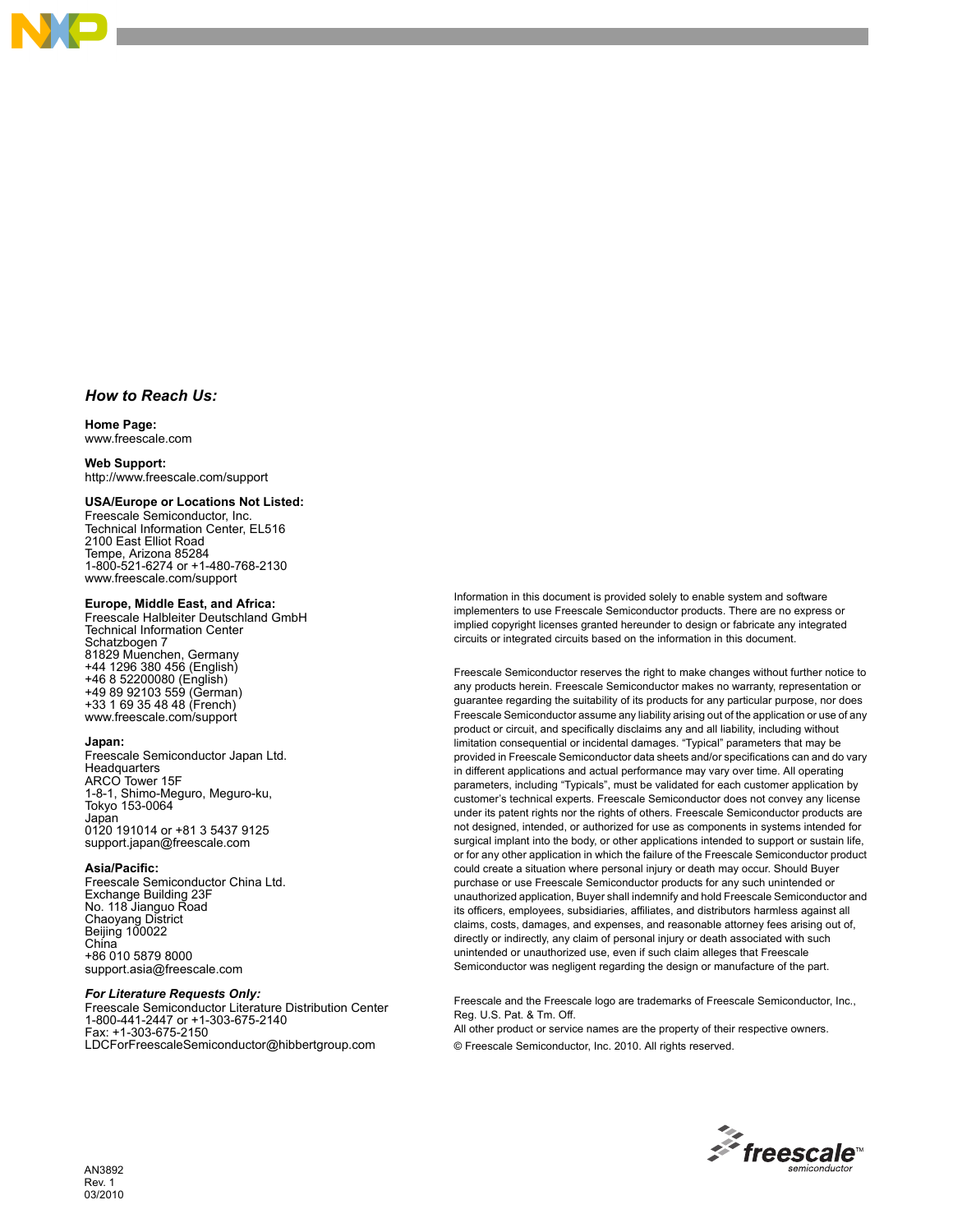*How to Reach Us:*

**Home Page:**
www.freescale.com

**Web Support:**
http://www.freescale.com/support

**USA/Europe or Locations Not Listed:**
Freescale Semiconductor, Inc.
Technical Information Center, EL516
2100 East Elliot Road
Tempe, Arizona 85284
1-800-521-6274 or +1-480-768-2130
www.freescale.com/support

**Europe, Middle East, and Africa:**
Freescale Halbleiter Deutschland GmbH
Technical Information Center
Schatzbogen 7
81829 Muenchen, Germany
+44 1296 380 456 (English)
+46 8 52200080 (English)
+49 89 92103 559 (German)
+33 1 69 35 48 48 (French)
www.freescale.com/support

**Japan:**
Freescale Semiconductor Japan Ltd.
Headquarters
ARCO Tower 15F
1-8-1, Shimo-Meguro, Meguro-ku,
Tokyo 153-0064
Japan
0120 191014 or +81 3 5437 9125
support.japan@freescale.com

**Asia/Pacific:**
Freescale Semiconductor China Ltd.
Exchange Building 23F
No. 118 Jianguo Road
Chaoyang District
Beijing 100022
China
+86 010 5879 8000
support.asia@freescale.com

***For Literature Requests Only:***
Freescale Semiconductor Literature Distribution Center
1-800-441-2447 or +1-303-675-2140
Fax: +1-303-675-2150
LDCForFreescaleSemiconductor@hibbertgroup.com

Information in this document is provided solely to enable system and software implementers to use Freescale Semiconductor products. There are no express or implied copyright licenses granted hereunder to design or fabricate any integrated circuits or integrated circuits based on the information in this document.

Freescale Semiconductor reserves the right to make changes without further notice to any products herein. Freescale Semiconductor makes no warranty, representation or guarantee regarding the suitability of its products for any particular purpose, nor does Freescale Semiconductor assume any liability arising out of the application or use of any product or circuit, and specifically disclaims any and all liability, including without limitation consequential or incidental damages. "Typical" parameters that may be provided in Freescale Semiconductor data sheets and/or specifications can and do vary in different applications and actual performance may vary over time. All operating parameters, including "Typicals", must be validated for each customer application by customer's technical experts. Freescale Semiconductor does not convey any license under its patent rights nor the rights of others. Freescale Semiconductor products are not designed, intended, or authorized for use as components in systems intended for surgical implant into the body, or other applications intended to support or sustain life, or for any other application in which the failure of the Freescale Semiconductor product could create a situation where personal injury or death may occur. Should Buyer purchase or use Freescale Semiconductor products for any such unintended or unauthorized application, Buyer shall indemnify and hold Freescale Semiconductor and its officers, employees, subsidiaries, affiliates, and distributors harmless against all claims, costs, damages, and expenses, and reasonable attorney fees arising out of, directly or indirectly, any claim of personal injury or death associated with such unintended or unauthorized use, even if such claim alleges that Freescale Semiconductor was negligent regarding the design or manufacture of the part.

Freescale and the Freescale logo are trademarks of Freescale Semiconductor, Inc., Reg. U.S. Pat. & Tm. Off.
All other product or service names are the property of their respective owners.
© Freescale Semiconductor, Inc. 2010. All rights reserved.

AN3892
Rev. 1
03/2010